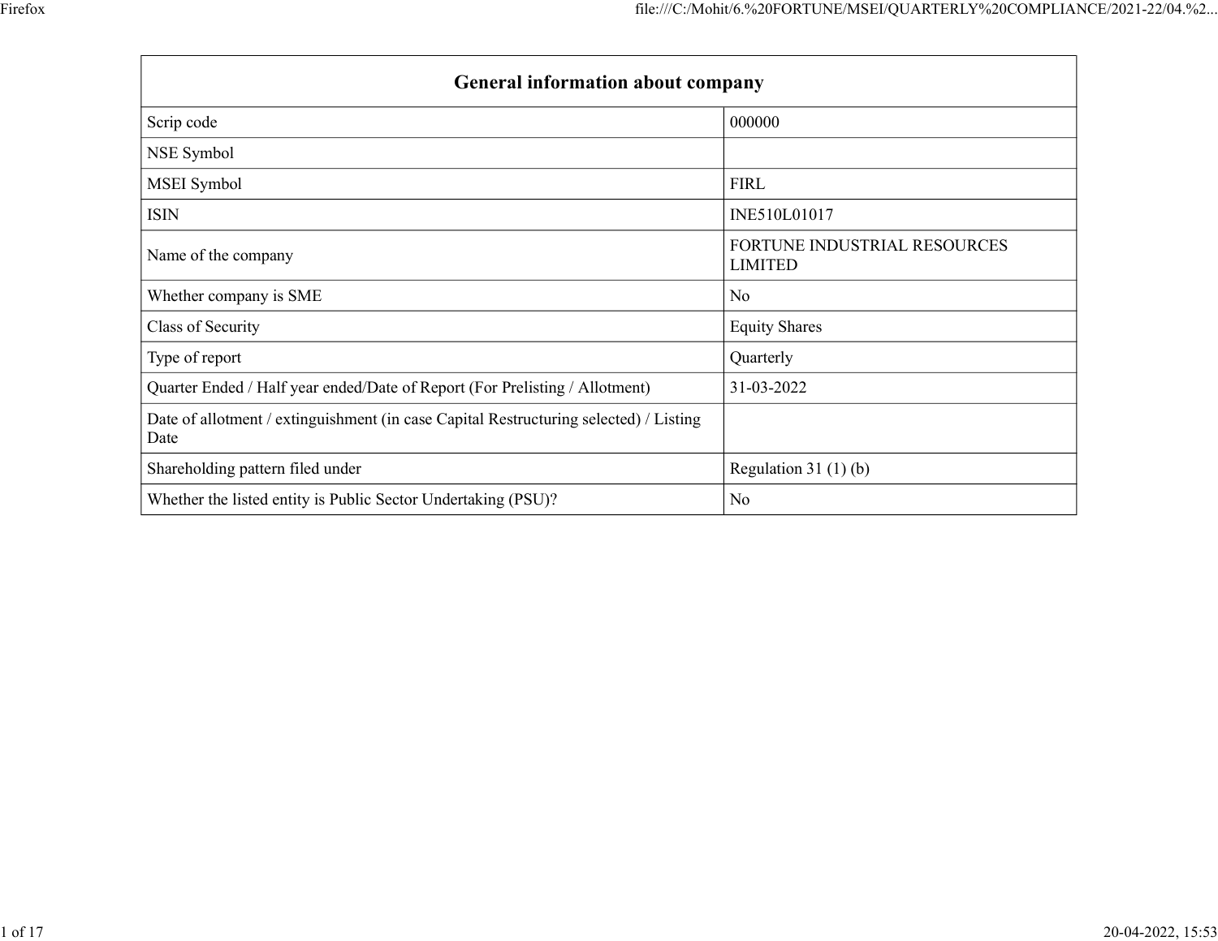| General information about company | |
|---|---|
| Scrip code | 000000 |
| NSE Symbol | |
| MSEI Symbol | FIRL |
| ISIN | INE510L01017 |
| Name of the company | FORTUNE INDUSTRIAL RESOURCES LIMITED |
| Whether company is SME | No |
| Class of Security | Equity Shares |
| Type of report | Quarterly |
| Quarter Ended / Half year ended/Date of Report (For Prelisting / Allotment) | 31-03-2022 |
| Date of allotment / extinguishment (in case Capital Restructuring selected) / Listing Date | |
| Shareholding pattern filed under | Regulation 31 (1) (b) |
| Whether the listed entity is Public Sector Undertaking (PSU)? | No |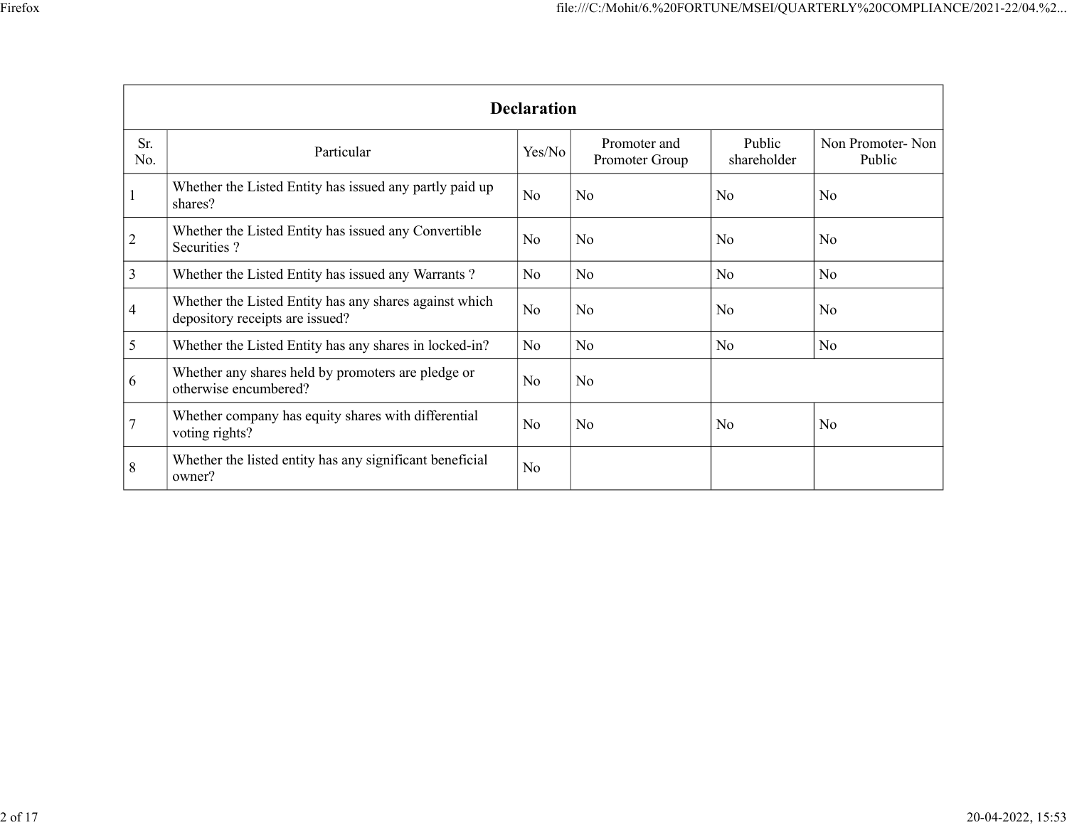| Declaration | | | | | |
|---|---|---|---|---|---|
| Sr. No. | Particular | Yes/No | Promoter and Promoter Group | Public shareholder | Non Promoter- Non Public |
| 1 | Whether the Listed Entity has issued any partly paid up shares? | No | No | No | No |
| 2 | Whether the Listed Entity has issued any Convertible Securities ? | No | No | No | No |
| 3 | Whether the Listed Entity has issued any Warrants ? | No | No | No | No |
| 4 | Whether the Listed Entity has any shares against which depository receipts are issued? | No | No | No | No |
| 5 | Whether the Listed Entity has any shares in locked-in? | No | No | No | No |
| 6 | Whether any shares held by promoters are pledge or otherwise encumbered? | No | No | | |
| 7 | Whether company has equity shares with differential voting rights? | No | No | No | No |
| 8 | Whether the listed entity has any significant beneficial owner? | No | | | |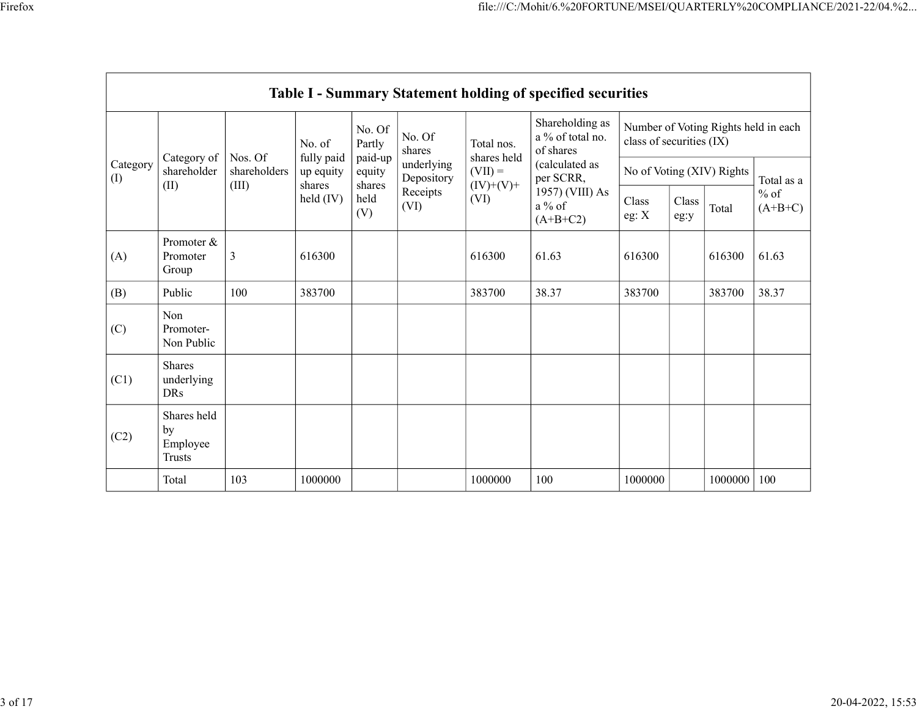| Table I - Summary Statement holding of specified securities | | | | | | | | | | | |
|---|---|---|---|---|---|---|---|---|---|---|---|
| Category (I) | Category of shareholder (II) | Nos. Of shareholders (III) | No. of fully paid up equity shares held (IV) | No. Of Partly paid-up equity shares held (V) | No. Of shares underlying Depository Receipts (VI) | Total nos. shares held (VII) = (IV)+(V)+ (VI) | Shareholding as a % of total no. of shares (calculated as per SCRR, 1957) (VIII) As a % of (A+B+C2) | Number of Voting Rights held in each class of securities (IX) | | | |
| | | | | | | | | No of Voting (XIV) Rights | | | Total as a % of (A+B+C) |
| | | | | | | | | Class eg: X | Class eg:y | Total | |
| (A) | Promoter & Promoter Group | 3 | 616300 | | | 616300 | 61.63 | 616300 | | 616300 | 61.63 |
| (B) | Public | 100 | 383700 | | | 383700 | 38.37 | 383700 | | 383700 | 38.37 |
| (C) | Non Promoter- Non Public | | | | | | | | | | |
| (C1) | Shares underlying DRs | | | | | | | | | | |
| (C2) | Shares held by Employee Trusts | | | | | | | | | | |
| | Total | 103 | 1000000 | | | 1000000 | 100 | 1000000 | | 1000000 | 100 |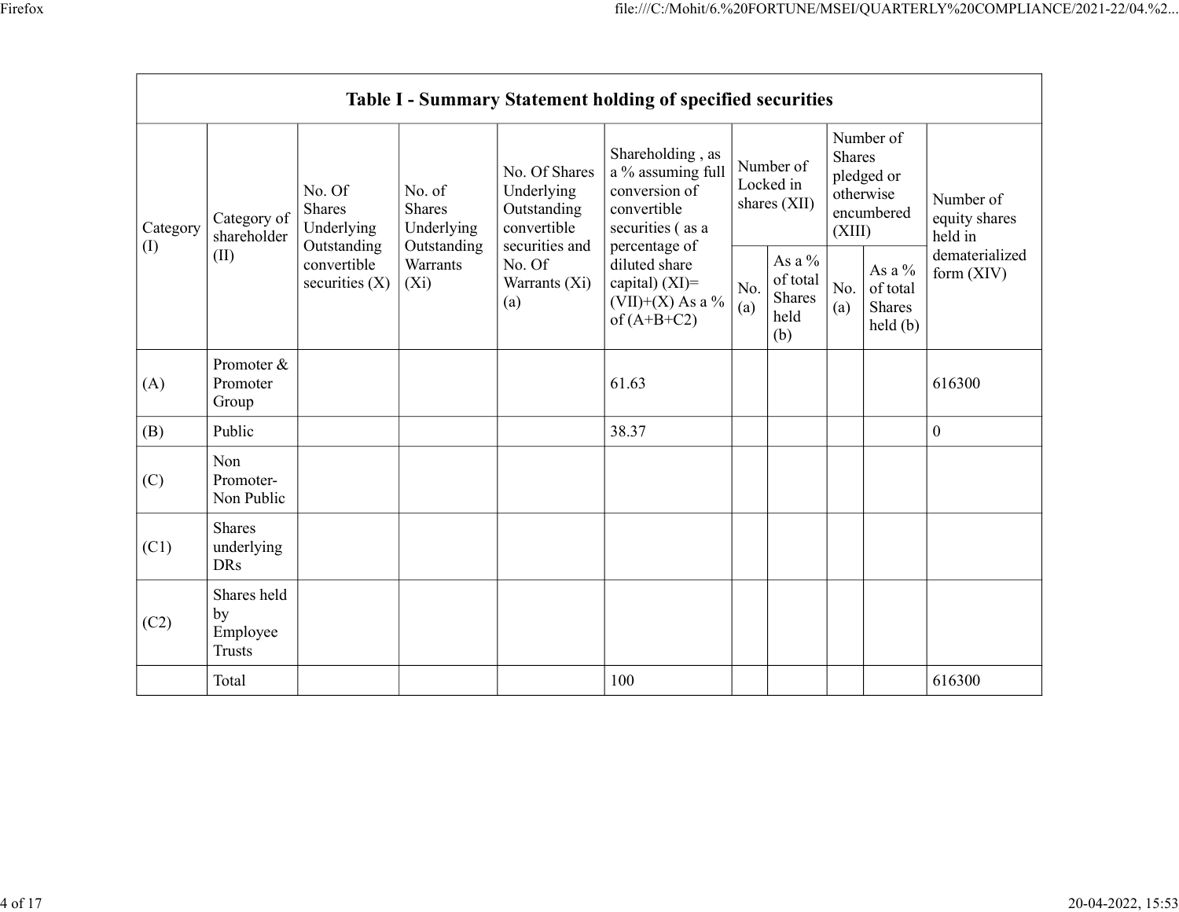| Table I - Summary Statement holding of specified securities | | | | | | | | | | |
|---|---|---|---|---|---|---|---|---|---|---|
| Category (I) | Category of shareholder (II) | No. Of Shares Underlying Outstanding convertible securities (X) | No. of Shares Underlying Outstanding Warrants (Xi) | No. Of Shares Underlying Outstanding convertible securities and No. Of Warrants (Xi) (a) | Shareholding , as a % assuming full conversion of convertible securities ( as a percentage of diluted share capital) (XI)= (VII)+(X) As a % of (A+B+C2) | Number of Locked in shares (XII) | | Number of Shares pledged or otherwise encumbered (XIII) | | Number of equity shares held in dematerialized form (XIV) |
| | | | | | | No. (a) | As a % of total Shares held (b) | No. (a) | As a % of total Shares held (b) | |
| (A) | Promoter & Promoter Group | | | | 61.63 | | | | | 616300 |
| (B) | Public | | | | 38.37 | | | | | 0 |
| (C) | Non Promoter- Non Public | | | | | | | | | |
| (C1) | Shares underlying DRs | | | | | | | | | |
| (C2) | Shares held by Employee Trusts | | | | | | | | | |
| | Total | | | | 100 | | | | | 616300 |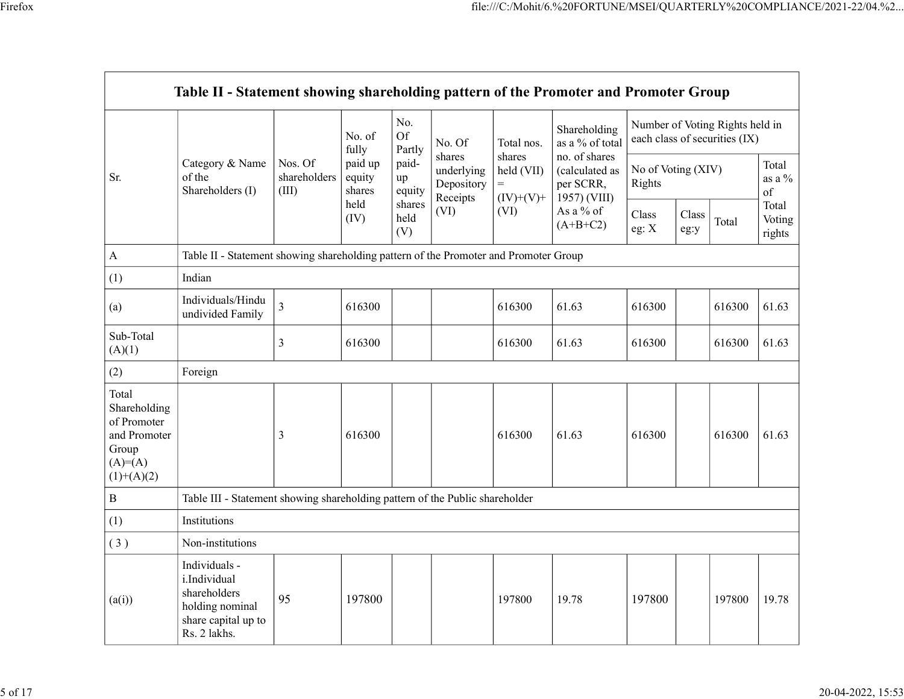| Table II - Statement showing shareholding pattern of the Promoter and Promoter Group | | | | | | | | | | | |
|---|---|---|---|---|---|---|---|---|---|---|---|
| Sr. | Category & Name of the Shareholders (I) | Nos. Of shareholders (III) | No. of fully paid up equity shares held (IV) | No. Of Partly paid-up equity shares held (V) | No. Of shares underlying Depository Receipts (VI) | Total nos. shares held (VII) = (IV)+(V)+ (VI) | Shareholding as a % of total no. of shares (calculated as per SCRR, 1957) (VIII) As a % of (A+B+C2) | Number of Voting Rights held in each class of securities (IX) | | | |
| | | | | | | | | No of Voting (XIV) Rights | | | Total as a % of Total Voting rights |
| | | | | | | | | Class eg: X | Class eg:y | Total | |
| A | Table II - Statement showing shareholding pattern of the Promoter and Promoter Group | | | | | | | | | | |
| (1) | Indian | | | | | | | | | | |
| (a) | Individuals/Hindu undivided Family | 3 | 616300 | | | 616300 | 61.63 | 616300 | | 616300 | 61.63 |
| Sub-Total (A)(1) | | 3 | 616300 | | | 616300 | 61.63 | 616300 | | 616300 | 61.63 |
| (2) | Foreign | | | | | | | | | | |
| Total Shareholding of Promoter and Promoter Group (A)=(A)(1)+(A)(2) | | 3 | 616300 | | | 616300 | 61.63 | 616300 | | 616300 | 61.63 |
| B | Table III - Statement showing shareholding pattern of the Public shareholder | | | | | | | | | | |
| (1) | Institutions | | | | | | | | | | |
| ( 3 ) | Non-institutions | | | | | | | | | | |
| (a(i)) | Individuals - i.Individual shareholders holding nominal share capital up to Rs. 2 lakhs. | 95 | 197800 | | | 197800 | 19.78 | 197800 | | 197800 | 19.78 |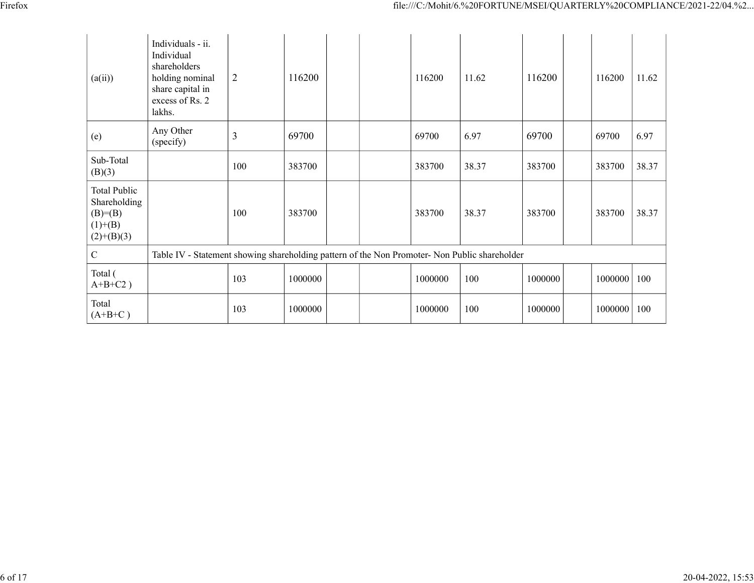| | | | | | | | | | | | |
|---|---|---|---|---|---|---|---|---|---|---|---|
| (a(ii)) | Individuals - ii. Individual shareholders holding nominal share capital in excess of Rs. 2 lakhs. | 2 | 116200 | | | 116200 | 11.62 | 116200 | | 116200 | 11.62 |
| (e) | Any Other (specify) | 3 | 69700 | | | 69700 | 6.97 | 69700 | | 69700 | 6.97 |
| Sub-Total (B)(3) | | 100 | 383700 | | | 383700 | 38.37 | 383700 | | 383700 | 38.37 |
| Total Public Shareholding (B)=(B)(1)+(B)(2)+(B)(3) | | 100 | 383700 | | | 383700 | 38.37 | 383700 | | 383700 | 38.37 |
| C | Table IV - Statement showing shareholding pattern of the Non Promoter- Non Public shareholder | | | | | | | | | | |
| Total ( A+B+C2 ) | | 103 | 1000000 | | | 1000000 | 100 | 1000000 | | 1000000 | 100 |
| Total (A+B+C ) | | 103 | 1000000 | | | 1000000 | 100 | 1000000 | | 1000000 | 100 |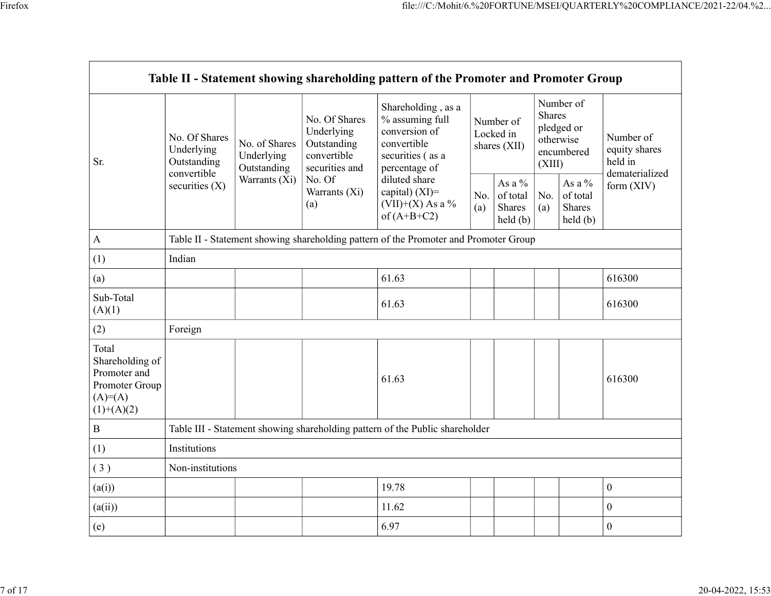| Table II - Statement showing shareholding pattern of the Promoter and Promoter Group | | | | | | | | | |
|---|---|---|---|---|---|---|---|---|---|
| Sr. | No. Of Shares Underlying Outstanding convertible securities (X) | No. of Shares Underlying Outstanding Warrants (Xi) | No. Of Shares Underlying Outstanding convertible securities and No. Of Warrants (Xi) (a) | Shareholding , as a % assuming full conversion of convertible securities ( as a percentage of diluted share capital) (XI)= (VII)+(X) As a % of (A+B+C2) | Number of Locked in shares (XII) | | Number of Shares pledged or otherwise encumbered (XIII) | | Number of equity shares held in dematerialized form (XIV) |
| | | | | | No. (a) | As a % of total Shares held (b) | No. (a) | As a % of total Shares held (b) | |
| A | Table II - Statement showing shareholding pattern of the Promoter and Promoter Group | | | | | | | | |
| (1) | Indian | | | | | | | | |
| (a) | | | | 61.63 | | | | | 616300 |
| Sub-Total (A)(1) | | | | 61.63 | | | | | 616300 |
| (2) | Foreign | | | | | | | | |
| Total Shareholding of Promoter and Promoter Group (A)=(A)(1)+(A)(2) | | | | 61.63 | | | | | 616300 |
| B | Table III - Statement showing shareholding pattern of the Public shareholder | | | | | | | | |
| (1) | Institutions | | | | | | | | |
| ( 3 ) | Non-institutions | | | | | | | | |
| (a(i)) | | | | 19.78 | | | | | 0 |
| (a(ii)) | | | | 11.62 | | | | | 0 |
| (e) | | | | 6.97 | | | | | 0 |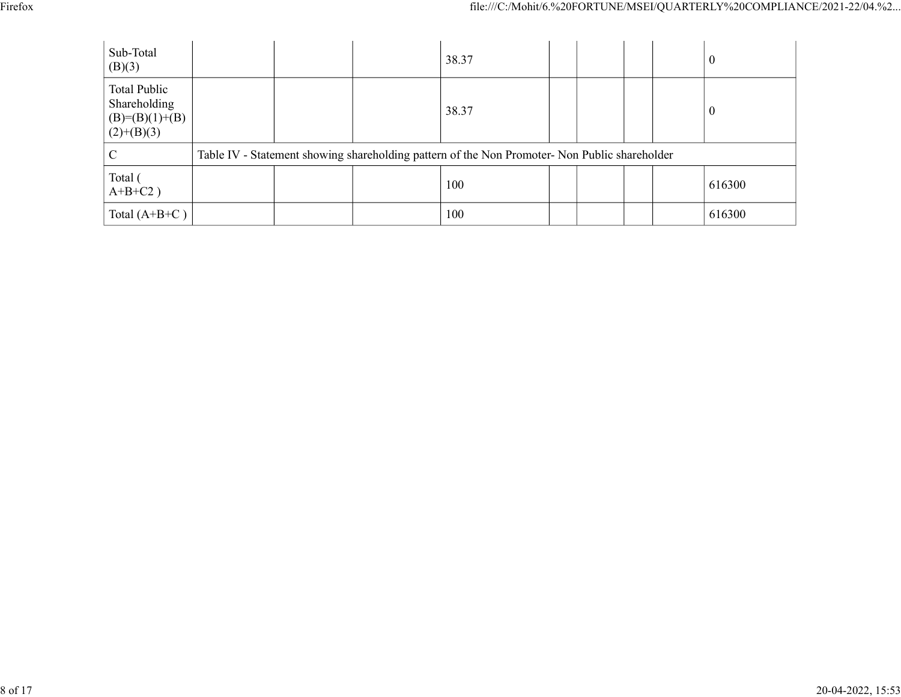| Sub-Total (B)(3) | | | | 38.37 | | | | | 0 |
|---|---|---|---|---|---|---|---|---|---|
| Total Public Shareholding (B)=(B)(1)+(B)(2)+(B)(3) | | | | 38.37 | | | | | 0 |
| C | Table IV - Statement showing shareholding pattern of the Non Promoter- Non Public shareholder | | | | | | | | |
| Total ( A+B+C2 ) | | | | 100 | | | | | 616300 |
| Total (A+B+C ) | | | | 100 | | | | | 616300 |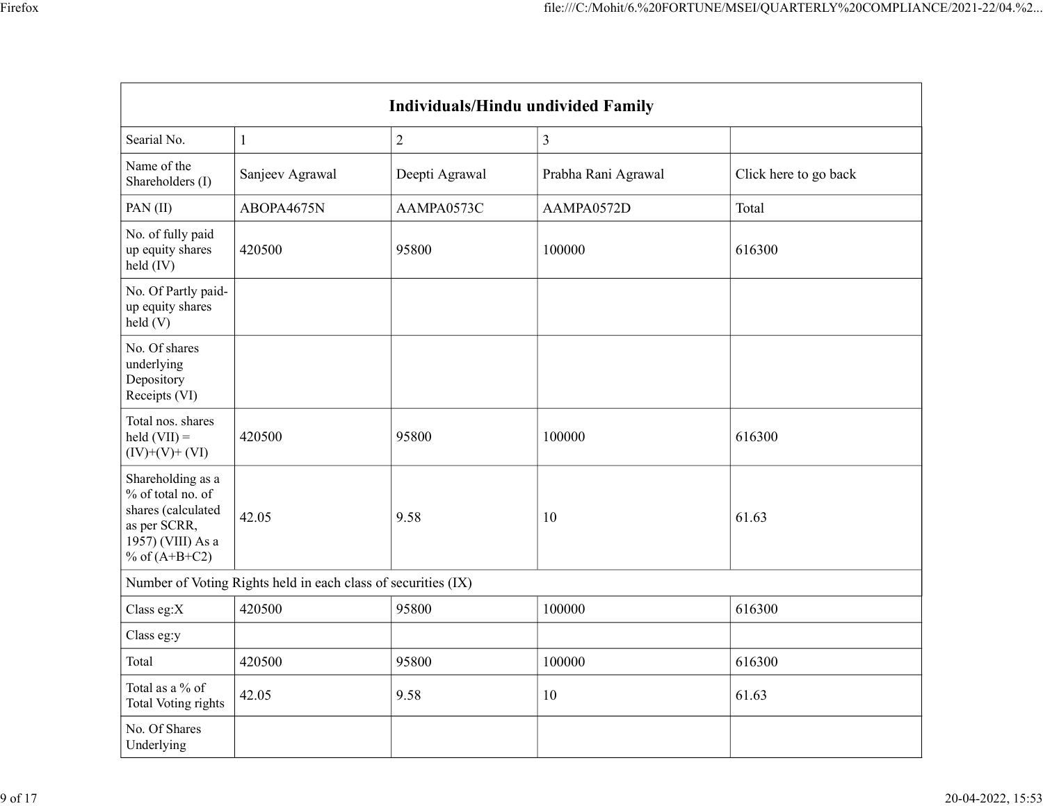| Individuals/Hindu undivided Family | | | | |
|---|---|---|---|---|
| Searial No. | 1 | 2 | 3 | |
| Name of the Shareholders (I) | Sanjeev Agrawal | Deepti Agrawal | Prabha Rani Agrawal | Click here to go back |
| PAN (II) | ABOPA4675N | AAMPA0573C | AAMPA0572D | Total |
| No. of fully paid up equity shares held (IV) | 420500 | 95800 | 100000 | 616300 |
| No. Of Partly paid-up equity shares held (V) | | | | |
| No. Of shares underlying Depository Receipts (VI) | | | | |
| Total nos. shares held (VII) = (IV)+(V)+ (VI) | 420500 | 95800 | 100000 | 616300 |
| Shareholding as a % of total no. of shares (calculated as per SCRR, 1957) (VIII) As a % of (A+B+C2) | 42.05 | 9.58 | 10 | 61.63 |
| Number of Voting Rights held in each class of securities (IX) | | | | |
| Class eg:X | 420500 | 95800 | 100000 | 616300 |
| Class eg:y | | | | |
| Total | 420500 | 95800 | 100000 | 616300 |
| Total as a % of Total Voting rights | 42.05 | 9.58 | 10 | 61.63 |
| No. Of Shares Underlying | | | | |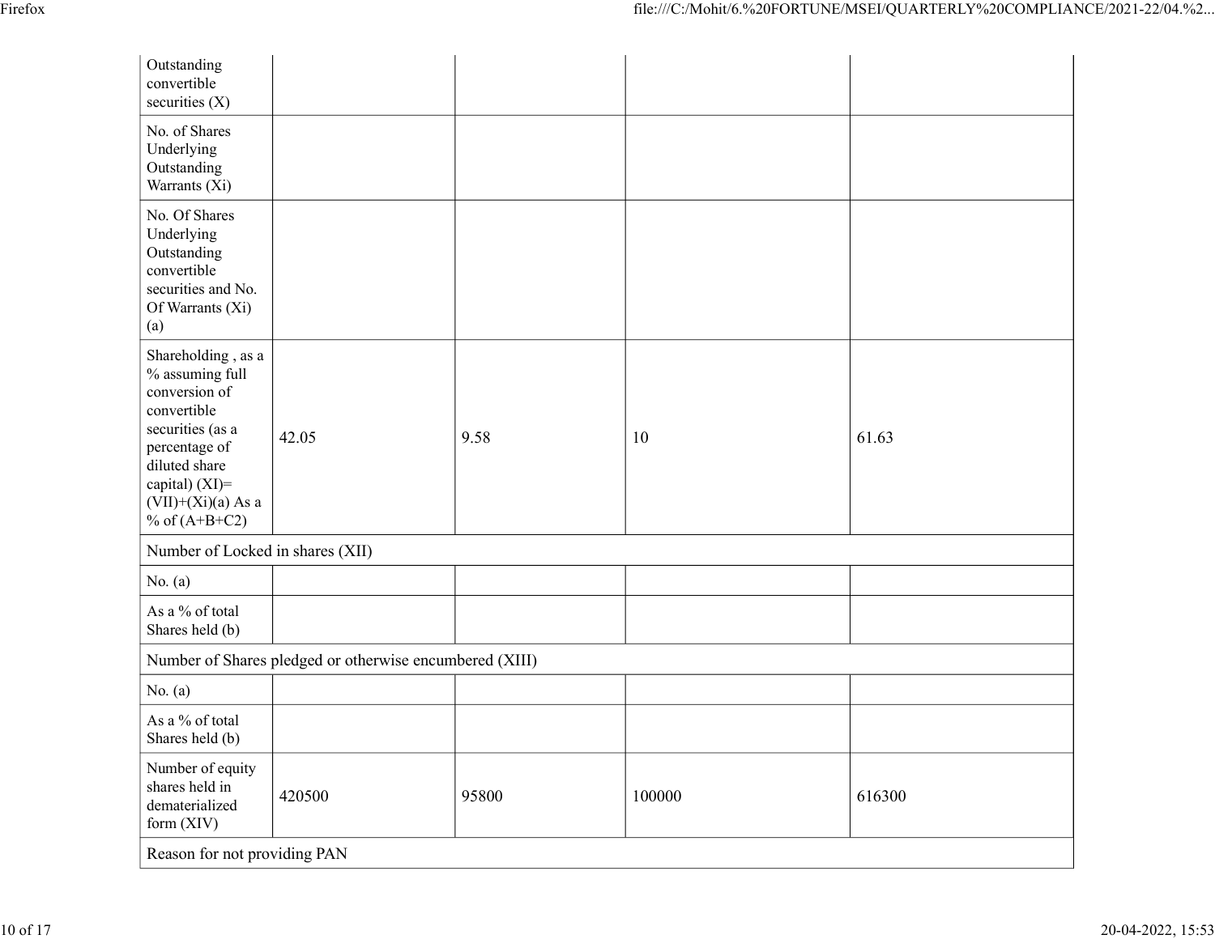| | | | | |
|---|---|---|---|---|
| Outstanding convertible securities (X) | | | | |
| No. of Shares Underlying Outstanding Warrants (Xi) | | | | |
| No. Of Shares Underlying Outstanding convertible securities and No. Of Warrants (Xi) (a) | | | | |
| Shareholding , as a % assuming full conversion of convertible securities (as a percentage of diluted share capital) (XI)= (VII)+(Xi)(a) As a % of (A+B+C2) | 42.05 | 9.58 | 10 | 61.63 |
| Number of Locked in shares (XII) | | | | |
| No. (a) | | | | |
| As a % of total Shares held (b) | | | | |
| Number of Shares pledged or otherwise encumbered (XIII) | | | | |
| No. (a) | | | | |
| As a % of total Shares held (b) | | | | |
| Number of equity shares held in dematerialized form (XIV) | 420500 | 95800 | 100000 | 616300 |
| Reason for not providing PAN | | | | |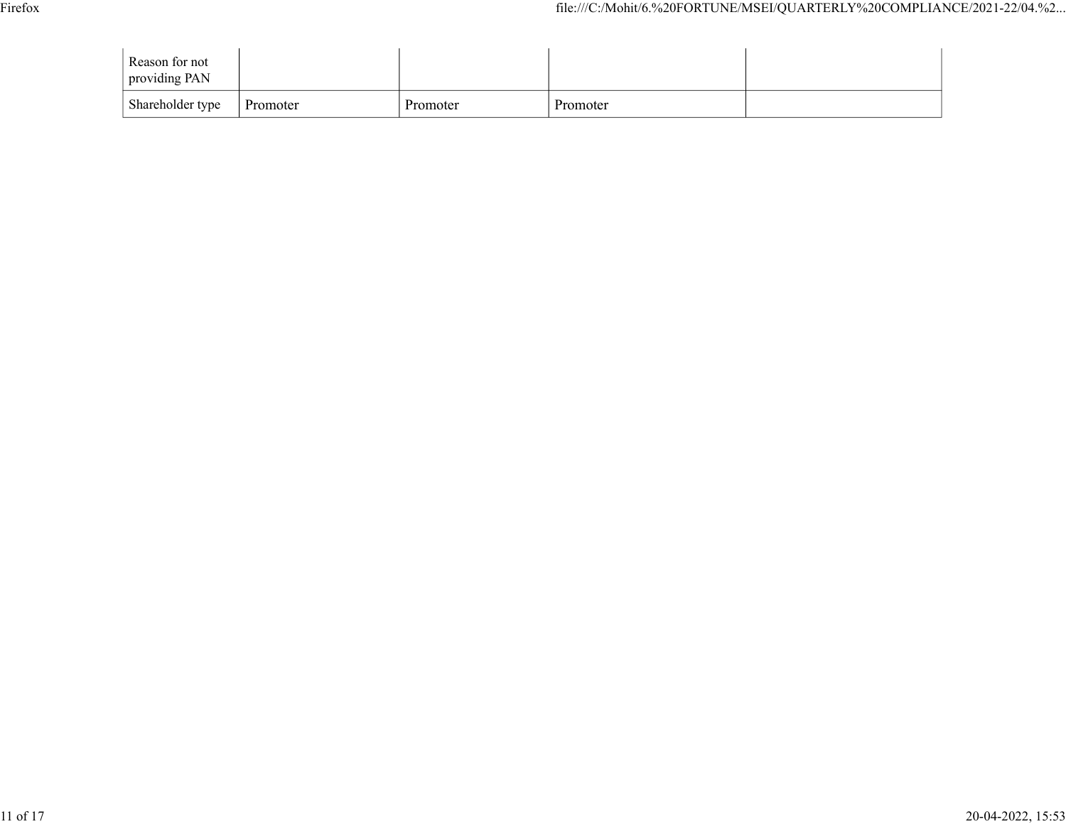| | | | | |
|---|---|---|---|---|
| Reason for not providing PAN | | | | |
| Shareholder type | Promoter | Promoter | Promoter | |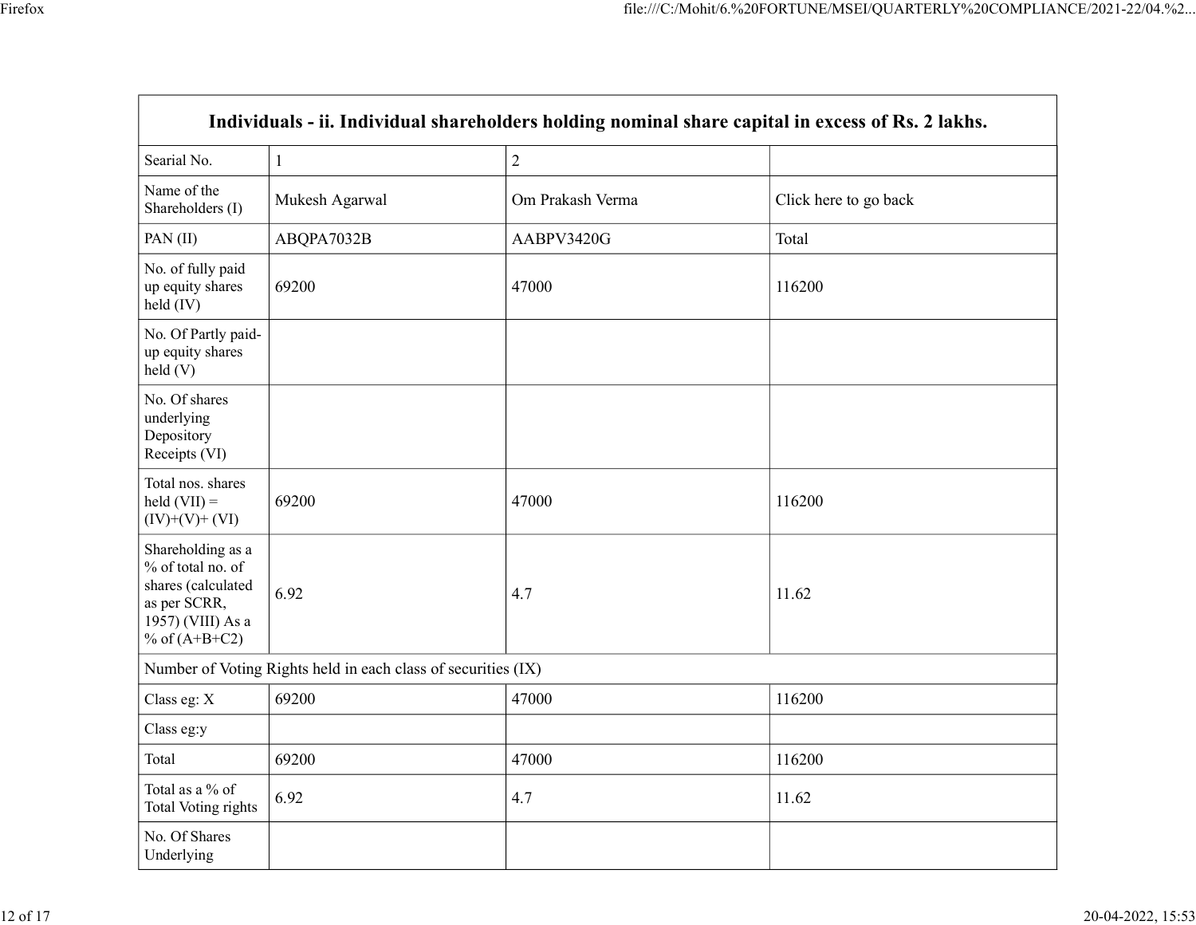| Individuals - ii. Individual shareholders holding nominal share capital in excess of Rs. 2 lakhs. | | | |
|---|---|---|---|
| Searial No. | 1 | 2 | |
| Name of the Shareholders (I) | Mukesh Agarwal | Om Prakash Verma | Click here to go back |
| PAN (II) | ABQPA7032B | AABPV3420G | Total |
| No. of fully paid up equity shares held (IV) | 69200 | 47000 | 116200 |
| No. Of Partly paid-up equity shares held (V) | | | |
| No. Of shares underlying Depository Receipts (VI) | | | |
| Total nos. shares held (VII) = (IV)+(V)+ (VI) | 69200 | 47000 | 116200 |
| Shareholding as a % of total no. of shares (calculated as per SCRR, 1957) (VIII) As a % of (A+B+C2) | 6.92 | 4.7 | 11.62 |
| Number of Voting Rights held in each class of securities (IX) | | | |
| Class eg: X | 69200 | 47000 | 116200 |
| Class eg:y | | | |
| Total | 69200 | 47000 | 116200 |
| Total as a % of Total Voting rights | 6.92 | 4.7 | 11.62 |
| No. Of Shares Underlying | | | |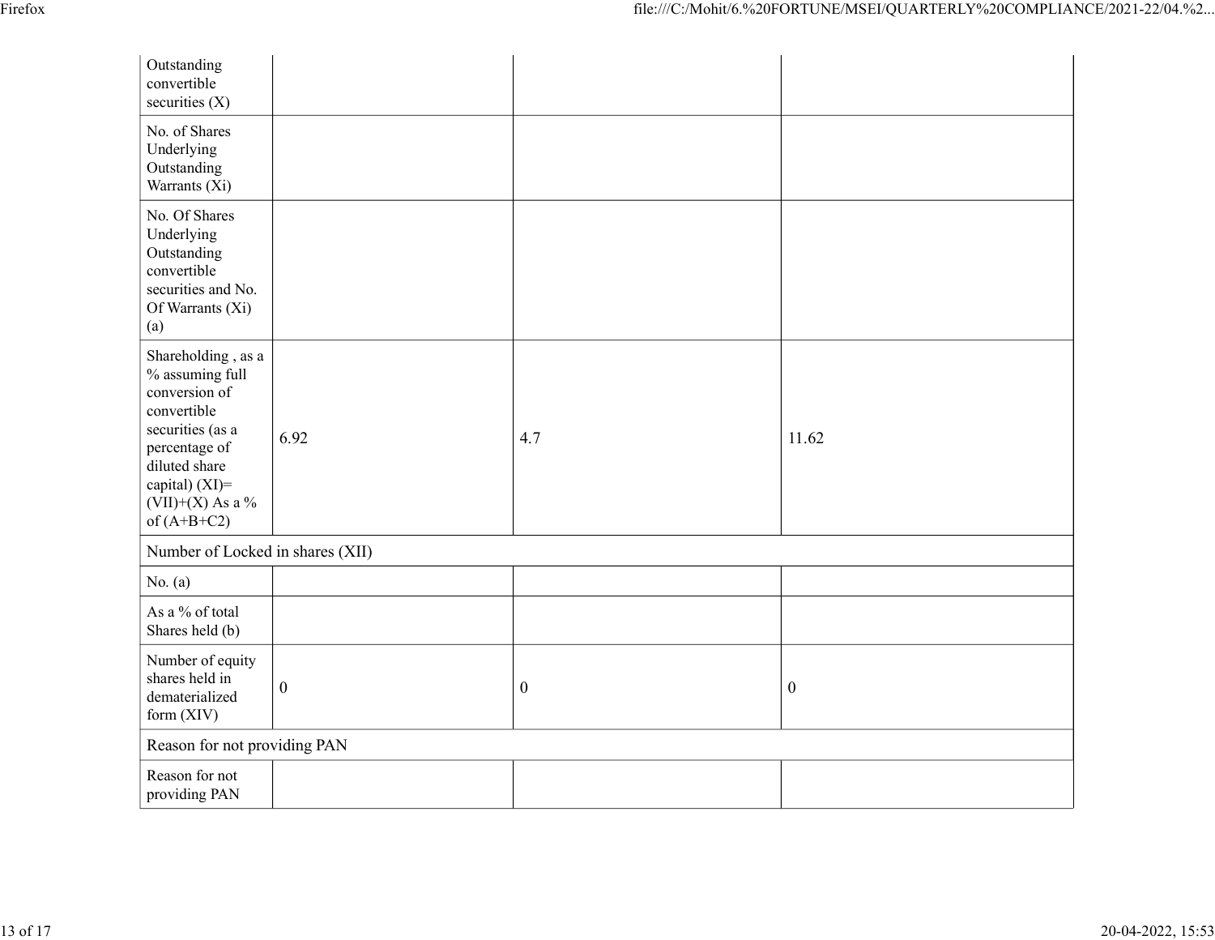| | | | |
|---|---|---|---|
| Outstanding convertible securities (X) | | | |
| No. of Shares Underlying Outstanding Warrants (Xi) | | | |
| No. Of Shares Underlying Outstanding convertible securities and No. Of Warrants (Xi) (a) | | | |
| Shareholding , as a % assuming full conversion of convertible securities (as a percentage of diluted share capital) (XI)= (VII)+(X) As a % of (A+B+C2) | 6.92 | 4.7 | 11.62 |
| Number of Locked in shares (XII) | | | |
| No. (a) | | | |
| As a % of total Shares held (b) | | | |
| Number of equity shares held in dematerialized form (XIV) | 0 | 0 | 0 |
| Reason for not providing PAN | | | |
| Reason for not providing PAN | | | |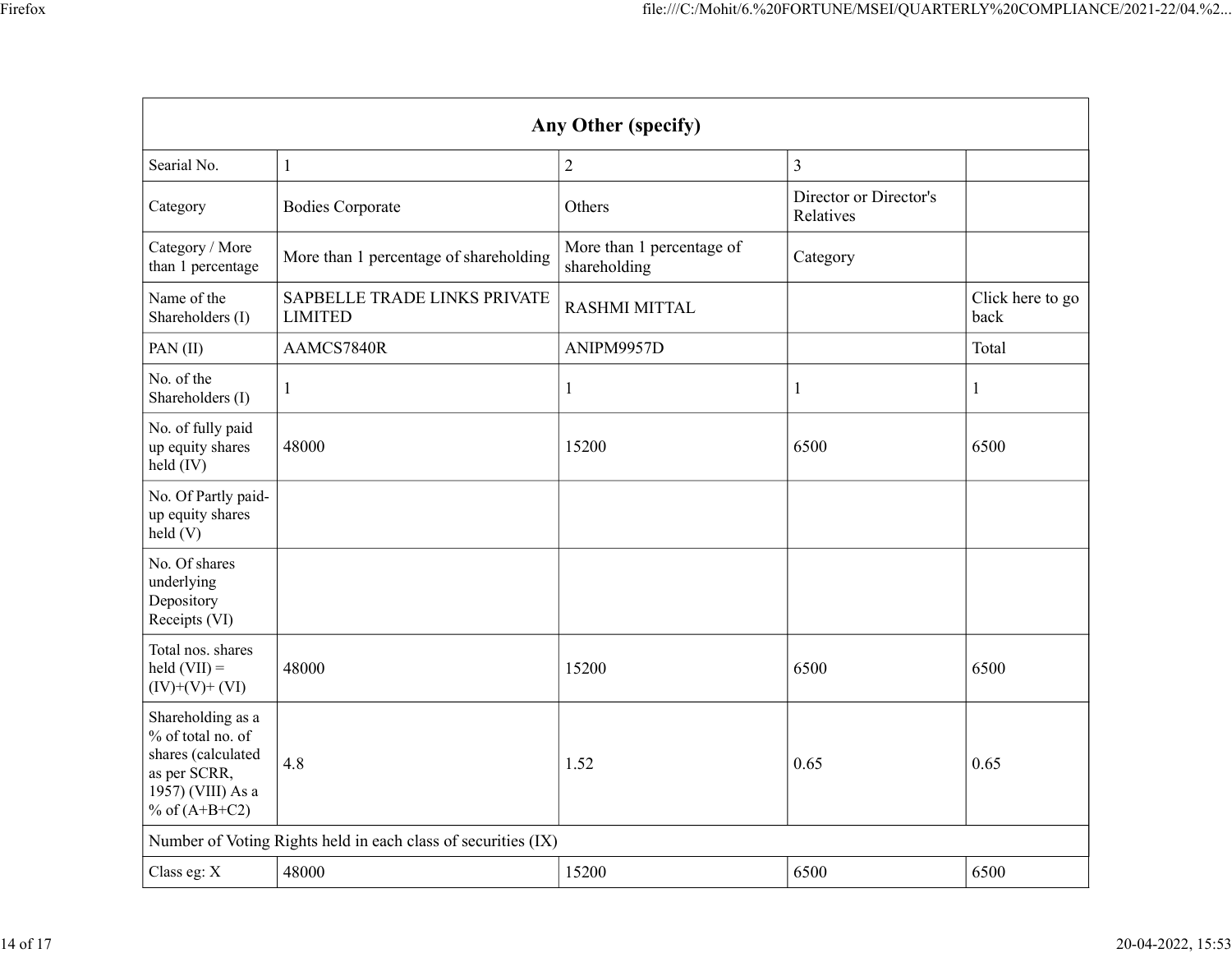| Any Other (specify) | | | | |
|---|---|---|---|---|
| Searial No. | 1 | 2 | 3 | |
| Category | Bodies Corporate | Others | Director or Director's Relatives | |
| Category / More than 1 percentage | More than 1 percentage of shareholding | More than 1 percentage of shareholding | Category | |
| Name of the Shareholders (I) | SAPBELLE TRADE LINKS PRIVATE LIMITED | RASHMI MITTAL | | Click here to go back |
| PAN (II) | AAMCS7840R | ANIPM9957D | | Total |
| No. of the Shareholders (I) | 1 | 1 | 1 | 1 |
| No. of fully paid up equity shares held (IV) | 48000 | 15200 | 6500 | 6500 |
| No. Of Partly paid-up equity shares held (V) | | | | |
| No. Of shares underlying Depository Receipts (VI) | | | | |
| Total nos. shares held (VII) = (IV)+(V)+ (VI) | 48000 | 15200 | 6500 | 6500 |
| Shareholding as a % of total no. of shares (calculated as per SCRR, 1957) (VIII) As a % of (A+B+C2) | 4.8 | 1.52 | 0.65 | 0.65 |
| Number of Voting Rights held in each class of securities (IX) | | | | |
| Class eg: X | 48000 | 15200 | 6500 | 6500 |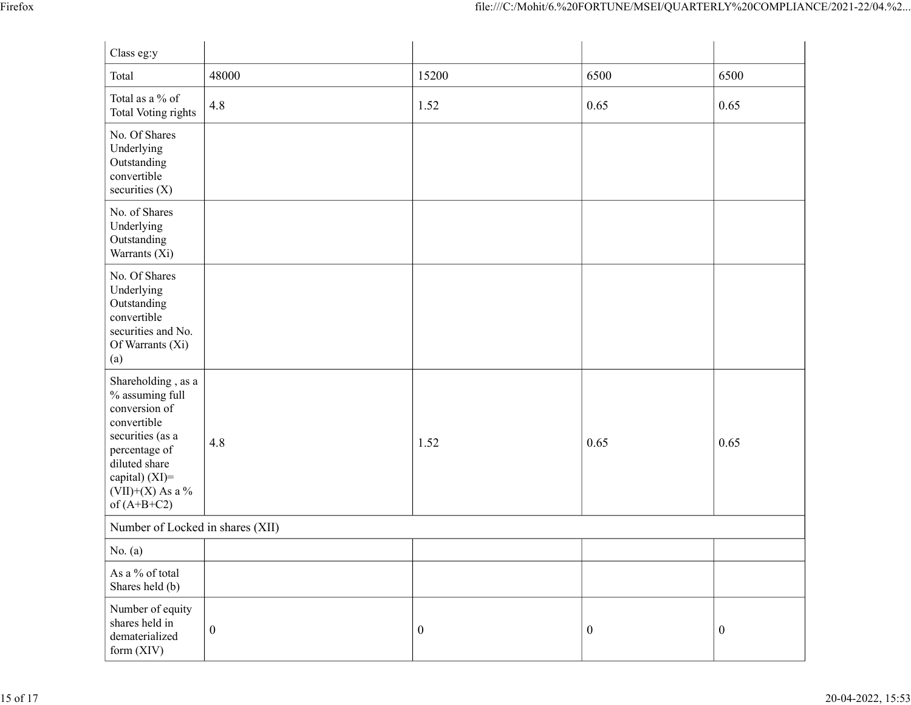| Class eg:y | | | | |
|---|---|---|---|---|
| Total | 48000 | 15200 | 6500 | 6500 |
| Total as a % of Total Voting rights | 4.8 | 1.52 | 0.65 | 0.65 |
| No. Of Shares Underlying Outstanding convertible securities (X) | | | | |
| No. of Shares Underlying Outstanding Warrants (Xi) | | | | |
| No. Of Shares Underlying Outstanding convertible securities and No. Of Warrants (Xi) (a) | | | | |
| Shareholding , as a % assuming full conversion of convertible securities (as a percentage of diluted share capital) (XI)= (VII)+(X) As a % of (A+B+C2) | 4.8 | 1.52 | 0.65 | 0.65 |
| Number of Locked in shares (XII) | | | | |
| No. (a) | | | | |
| As a % of total Shares held (b) | | | | |
| Number of equity shares held in dematerialized form (XIV) | 0 | 0 | 0 | 0 |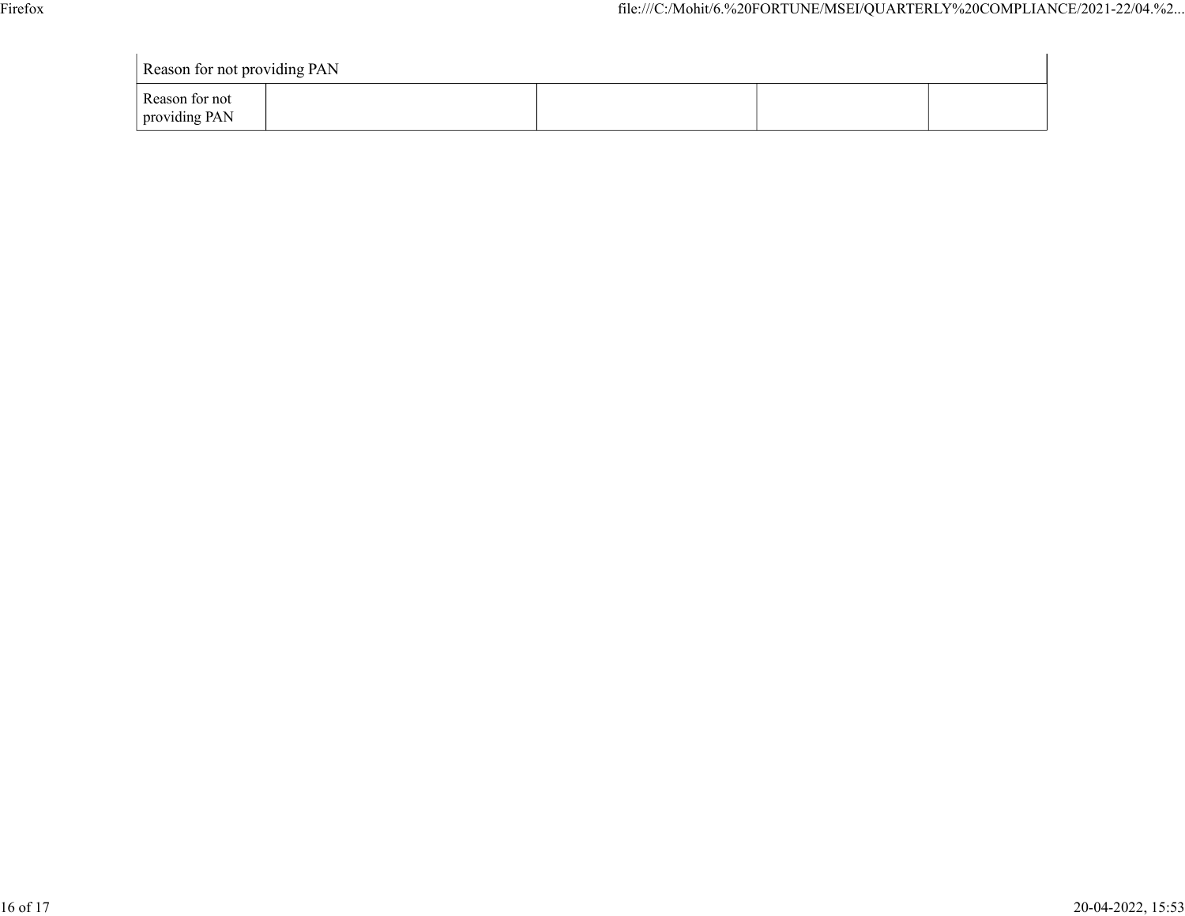| Reason for not providing PAN | | | | |
|---|---|---|---|---|
| Reason for not providing PAN | | | | |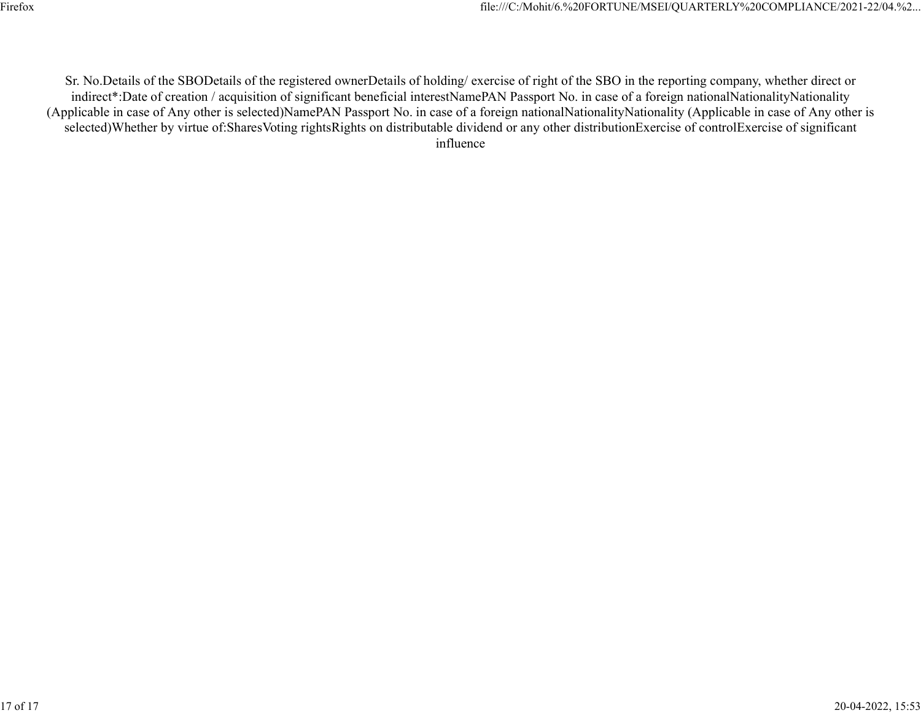Sr. No.Details of the SBODetails of the registered ownerDetails of holding/ exercise of right of the SBO in the reporting company, whether direct or indirect*:Date of creation / acquisition of significant beneficial interestNamePAN Passport No. in case of a foreign nationalNationalityNationality (Applicable in case of Any other is selected)NamePAN Passport No. in case of a foreign nationalNationalityNationality (Applicable in case of Any other is selected)Whether by virtue of:SharesVoting rightsRights on distributable dividend or any other distributionExercise of controlExercise of significant influence